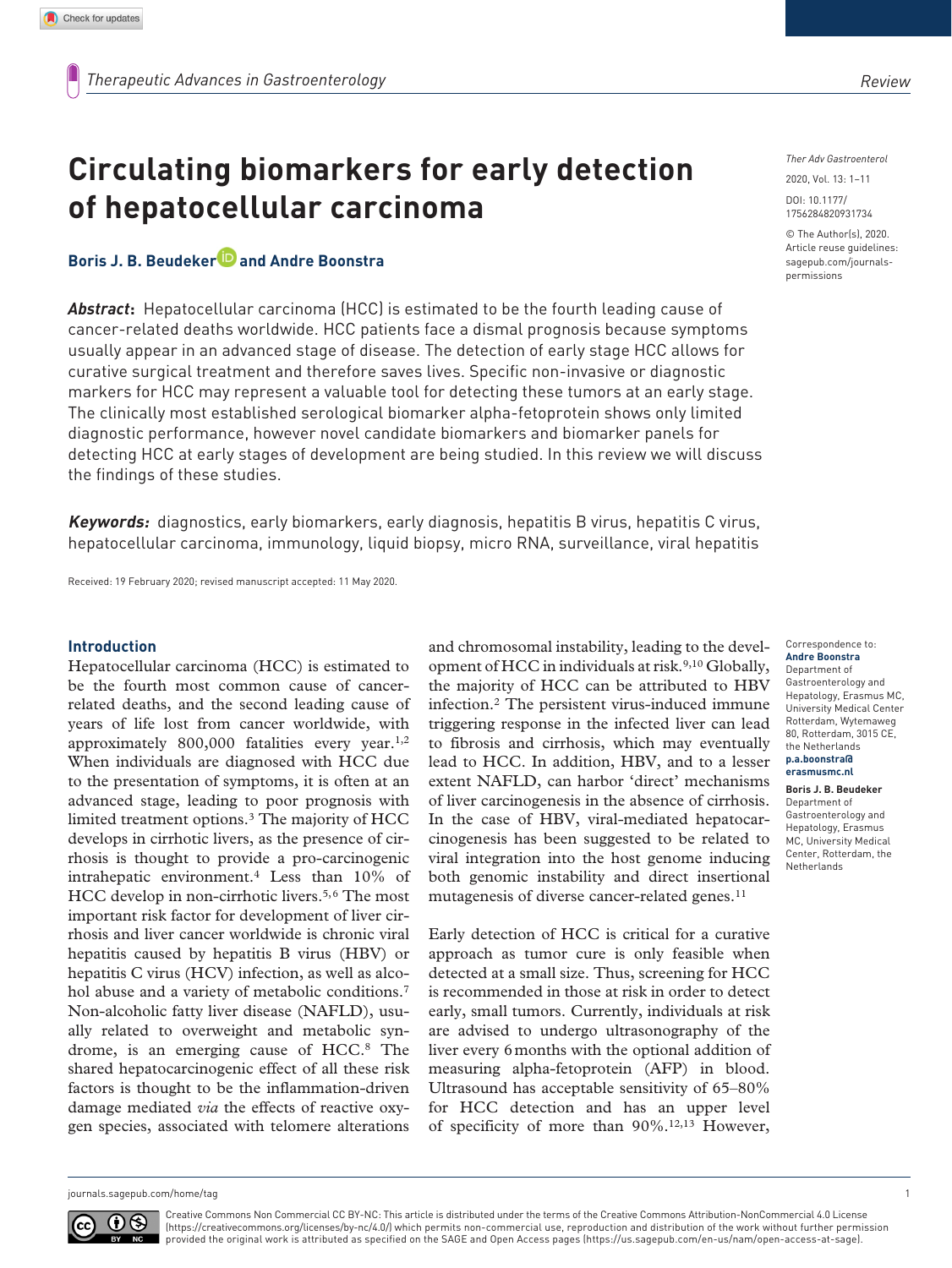# Circulating biomarkers for early detection of hepatocellular carcinoma

**Boris J. B. Beudeker and Andre Boonstra**

***Abstract*:** Hepatocellular carcinoma (HCC) is estimated to be the fourth leading cause of cancer-related deaths worldwide. HCC patients face a dismal prognosis because symptoms usually appear in an advanced stage of disease. The detection of early stage HCC allows for curative surgical treatment and therefore saves lives. Specific non-invasive or diagnostic markers for HCC may represent a valuable tool for detecting these tumors at an early stage. The clinically most established serological biomarker alpha-fetoprotein shows only limited diagnostic performance, however novel candidate biomarkers and biomarker panels for detecting HCC at early stages of development are being studied. In this review we will discuss the findings of these studies.

***Keywords:*** diagnostics, early biomarkers, early diagnosis, hepatitis B virus, hepatitis C virus, hepatocellular carcinoma, immunology, liquid biopsy, micro RNA, surveillance, viral hepatitis

Received: 19 February 2020; revised manuscript accepted: 11 May 2020.

Ther Adv Gastroenterol
2020, Vol. 13: 1–11
DOI: 10.1177/1756284820931734
© The Author(s), 2020. Article reuse guidelines: sagepub.com/journals-permissions

Correspondence to:
**Andre Boonstra**
Department of Gastroenterology and Hepatology, Erasmus MC, University Medical Center Rotterdam, Wytemaweg 80, Rotterdam, 3015 CE, the Netherlands
**p.a.boonstra@erasmusmc.nl**

**Boris J. B. Beudeker**
Department of Gastroenterology and Hepatology, Erasmus MC, University Medical Center, Rotterdam, the Netherlands

## Introduction

Hepatocellular carcinoma (HCC) is estimated to be the fourth most common cause of cancer-related deaths, and the second leading cause of years of life lost from cancer worldwide, with approximately 800,000 fatalities every year.[1,2] When individuals are diagnosed with HCC due to the presentation of symptoms, it is often at an advanced stage, leading to poor prognosis with limited treatment options.[3] The majority of HCC develops in cirrhotic livers, as the presence of cirrhosis is thought to provide a pro-carcinogenic intrahepatic environment.[4] Less than 10% of HCC develop in non-cirrhotic livers.[5,6] The most important risk factor for development of liver cirrhosis and liver cancer worldwide is chronic viral hepatitis caused by hepatitis B virus (HBV) or hepatitis C virus (HCV) infection, as well as alcohol abuse and a variety of metabolic conditions.[7] Non-alcoholic fatty liver disease (NAFLD), usually related to overweight and metabolic syndrome, is an emerging cause of HCC.[8] The shared hepatocarcinogenic effect of all these risk factors is thought to be the inflammation-driven damage mediated *via* the effects of reactive oxygen species, associated with telomere alterations and chromosomal instability, leading to the development of HCC in individuals at risk.[9,10] Globally, the majority of HCC can be attributed to HBV infection.[2] The persistent virus-induced immune triggering response in the infected liver can lead to fibrosis and cirrhosis, which may eventually lead to HCC. In addition, HBV, and to a lesser extent NAFLD, can harbor 'direct' mechanisms of liver carcinogenesis in the absence of cirrhosis. In the case of HBV, viral-mediated hepatocarcinogenesis has been suggested to be related to viral integration into the host genome inducing both genomic instability and direct insertional mutagenesis of diverse cancer-related genes.[11]

Early detection of HCC is critical for a curative approach as tumor cure is only feasible when detected at a small size. Thus, screening for HCC is recommended in those at risk in order to detect early, small tumors. Currently, individuals at risk are advised to undergo ultrasonography of the liver every 6 months with the optional addition of measuring alpha-fetoprotein (AFP) in blood. Ultrasound has acceptable sensitivity of 65–80% for HCC detection and has an upper level of specificity of more than 90%.[12,13] However,

Creative Commons Non Commercial CC BY-NC: This article is distributed under the terms of the Creative Commons Attribution-NonCommercial 4.0 License (https://creativecommons.org/licenses/by-nc/4.0/) which permits non-commercial use, reproduction and distribution of the work without further permission provided the original work is attributed as specified on the SAGE and Open Access pages (https://us.sagepub.com/en-us/nam/open-access-at-sage).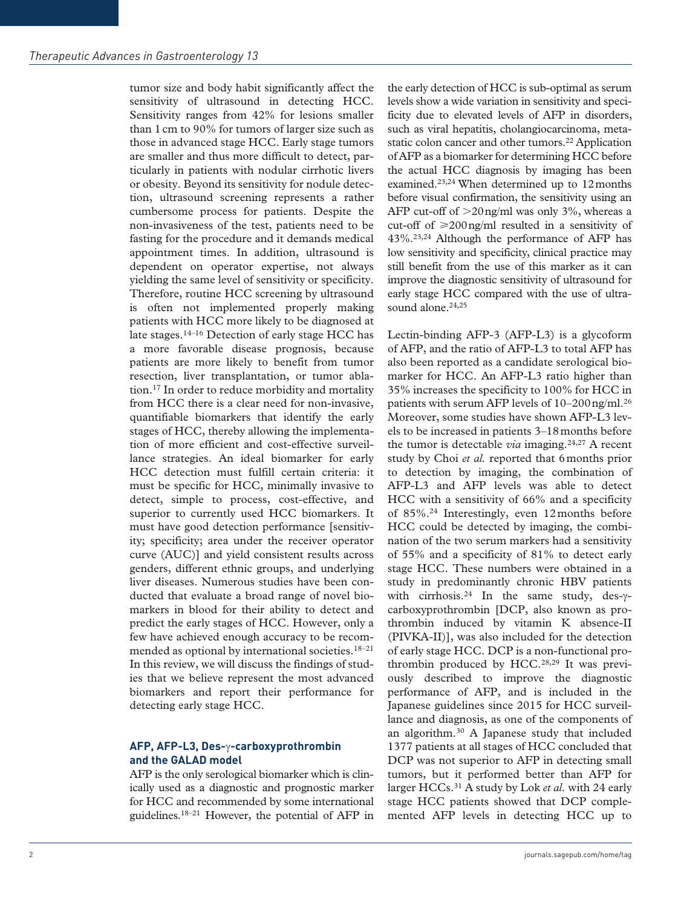tumor size and body habit significantly affect the sensitivity of ultrasound in detecting HCC. Sensitivity ranges from 42% for lesions smaller than 1 cm to 90% for tumors of larger size such as those in advanced stage HCC. Early stage tumors are smaller and thus more difficult to detect, particularly in patients with nodular cirrhotic livers or obesity. Beyond its sensitivity for nodule detection, ultrasound screening represents a rather cumbersome process for patients. Despite the non-invasiveness of the test, patients need to be fasting for the procedure and it demands medical appointment times. In addition, ultrasound is dependent on operator expertise, not always yielding the same level of sensitivity or specificity. Therefore, routine HCC screening by ultrasound is often not implemented properly making patients with HCC more likely to be diagnosed at late stages.[14–16] Detection of early stage HCC has a more favorable disease prognosis, because patients are more likely to benefit from tumor resection, liver transplantation, or tumor ablation.[17] In order to reduce morbidity and mortality from HCC there is a clear need for non-invasive, quantifiable biomarkers that identify the early stages of HCC, thereby allowing the implementation of more efficient and cost-effective surveillance strategies. An ideal biomarker for early HCC detection must fulfill certain criteria: it must be specific for HCC, minimally invasive to detect, simple to process, cost-effective, and superior to currently used HCC biomarkers. It must have good detection performance [sensitivity; specificity; area under the receiver operator curve (AUC)] and yield consistent results across genders, different ethnic groups, and underlying liver diseases. Numerous studies have been conducted that evaluate a broad range of novel biomarkers in blood for their ability to detect and predict the early stages of HCC. However, only a few have achieved enough accuracy to be recommended as optional by international societies.[18–21] In this review, we will discuss the findings of studies that we believe represent the most advanced biomarkers and report their performance for detecting early stage HCC.

## AFP, AFP-L3, Des-γ-carboxyprothrombin and the GALAD model

AFP is the only serological biomarker which is clinically used as a diagnostic and prognostic marker for HCC and recommended by some international guidelines.[18–21] However, the potential of AFP in the early detection of HCC is sub-optimal as serum levels show a wide variation in sensitivity and specificity due to elevated levels of AFP in disorders, such as viral hepatitis, cholangiocarcinoma, metastatic colon cancer and other tumors.[22] Application of AFP as a biomarker for determining HCC before the actual HCC diagnosis by imaging has been examined.[23,24] When determined up to 12 months before visual confirmation, the sensitivity using an AFP cut-off of >20 ng/ml was only 3%, whereas a cut-off of ⩾200 ng/ml resulted in a sensitivity of 43%.[23,24] Although the performance of AFP has low sensitivity and specificity, clinical practice may still benefit from the use of this marker as it can improve the diagnostic sensitivity of ultrasound for early stage HCC compared with the use of ultrasound alone.[24,25]

Lectin-binding AFP-3 (AFP-L3) is a glycoform of AFP, and the ratio of AFP-L3 to total AFP has also been reported as a candidate serological biomarker for HCC. An AFP-L3 ratio higher than 35% increases the specificity to 100% for HCC in patients with serum AFP levels of 10–200 ng/ml.[26] Moreover, some studies have shown AFP-L3 levels to be increased in patients 3–18 months before the tumor is detectable *via* imaging.[24,27] A recent study by Choi *et al.* reported that 6 months prior to detection by imaging, the combination of AFP-L3 and AFP levels was able to detect HCC with a sensitivity of 66% and a specificity of 85%.[24] Interestingly, even 12 months before HCC could be detected by imaging, the combination of the two serum markers had a sensitivity of 55% and a specificity of 81% to detect early stage HCC. These numbers were obtained in a study in predominantly chronic HBV patients with cirrhosis.[24] In the same study, des-γ-carboxyprothrombin [DCP, also known as prothrombin induced by vitamin K absence-II (PIVKA-II)], was also included for the detection of early stage HCC. DCP is a non-functional prothrombin produced by HCC.[28,29] It was previously described to improve the diagnostic performance of AFP, and is included in the Japanese guidelines since 2015 for HCC surveillance and diagnosis, as one of the components of an algorithm.[30] A Japanese study that included 1377 patients at all stages of HCC concluded that DCP was not superior to AFP in detecting small tumors, but it performed better than AFP for larger HCCs.[31] A study by Lok *et al.* with 24 early stage HCC patients showed that DCP complemented AFP levels in detecting HCC up to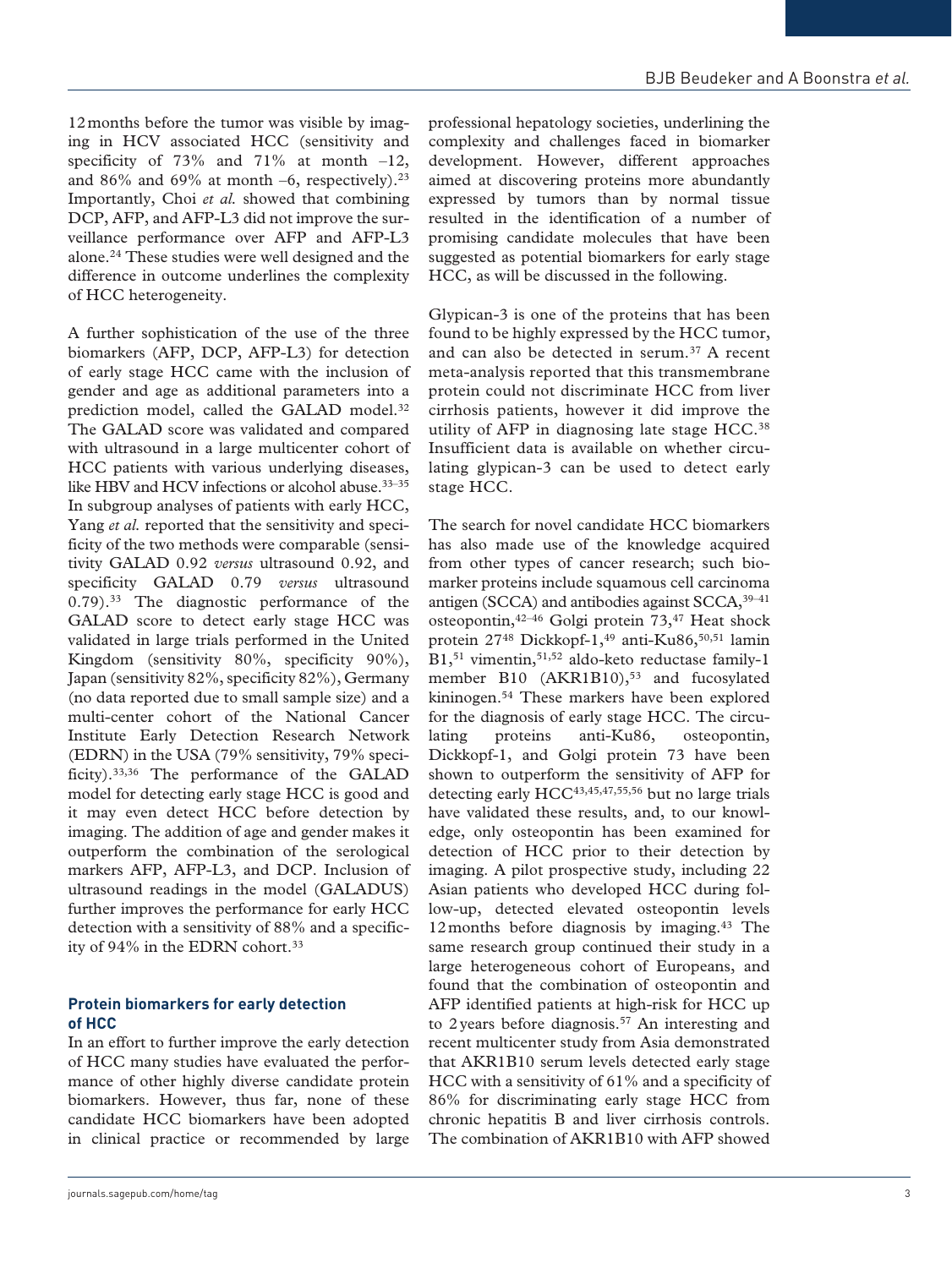12 months before the tumor was visible by imaging in HCV associated HCC (sensitivity and specificity of 73% and 71% at month –12, and 86% and 69% at month –6, respectively).[23] Importantly, Choi *et al.* showed that combining DCP, AFP, and AFP-L3 did not improve the surveillance performance over AFP and AFP-L3 alone.[24] These studies were well designed and the difference in outcome underlines the complexity of HCC heterogeneity.

A further sophistication of the use of the three biomarkers (AFP, DCP, AFP-L3) for detection of early stage HCC came with the inclusion of gender and age as additional parameters into a prediction model, called the GALAD model.[32] The GALAD score was validated and compared with ultrasound in a large multicenter cohort of HCC patients with various underlying diseases, like HBV and HCV infections or alcohol abuse.[33–35] In subgroup analyses of patients with early HCC, Yang *et al.* reported that the sensitivity and specificity of the two methods were comparable (sensitivity GALAD 0.92 *versus* ultrasound 0.92, and specificity GALAD 0.79 *versus* ultrasound 0.79).[33] The diagnostic performance of the GALAD score to detect early stage HCC was validated in large trials performed in the United Kingdom (sensitivity 80%, specificity 90%), Japan (sensitivity 82%, specificity 82%), Germany (no data reported due to small sample size) and a multi-center cohort of the National Cancer Institute Early Detection Research Network (EDRN) in the USA (79% sensitivity, 79% specificity).[33,36] The performance of the GALAD model for detecting early stage HCC is good and it may even detect HCC before detection by imaging. The addition of age and gender makes it outperform the combination of the serological markers AFP, AFP-L3, and DCP. Inclusion of ultrasound readings in the model (GALADUS) further improves the performance for early HCC detection with a sensitivity of 88% and a specificity of 94% in the EDRN cohort.[33]

### Protein biomarkers for early detection of HCC

In an effort to further improve the early detection of HCC many studies have evaluated the performance of other highly diverse candidate protein biomarkers. However, thus far, none of these candidate HCC biomarkers have been adopted in clinical practice or recommended by large professional hepatology societies, underlining the complexity and challenges faced in biomarker development. However, different approaches aimed at discovering proteins more abundantly expressed by tumors than by normal tissue resulted in the identification of a number of promising candidate molecules that have been suggested as potential biomarkers for early stage HCC, as will be discussed in the following.

Glypican-3 is one of the proteins that has been found to be highly expressed by the HCC tumor, and can also be detected in serum.[37] A recent meta-analysis reported that this transmembrane protein could not discriminate HCC from liver cirrhosis patients, however it did improve the utility of AFP in diagnosing late stage HCC.[38] Insufficient data is available on whether circulating glypican-3 can be used to detect early stage HCC.

The search for novel candidate HCC biomarkers has also made use of the knowledge acquired from other types of cancer research; such biomarker proteins include squamous cell carcinoma antigen (SCCA) and antibodies against SCCA,[39–41] osteopontin,[42–46] Golgi protein 73,[47] Heat shock protein 27[48] Dickkopf-1,[49] anti-Ku86,[50,51] lamin B1,[51] vimentin,[51,52] aldo-keto reductase family-1 member B10 (AKR1B10),[53] and fucosylated kininogen.[54] These markers have been explored for the diagnosis of early stage HCC. The circulating proteins anti-Ku86, osteopontin, Dickkopf-1, and Golgi protein 73 have been shown to outperform the sensitivity of AFP for detecting early HCC[43,45,47,55,56] but no large trials have validated these results, and, to our knowledge, only osteopontin has been examined for detection of HCC prior to their detection by imaging. A pilot prospective study, including 22 Asian patients who developed HCC during follow-up, detected elevated osteopontin levels 12 months before diagnosis by imaging.[43] The same research group continued their study in a large heterogeneous cohort of Europeans, and found that the combination of osteopontin and AFP identified patients at high-risk for HCC up to 2 years before diagnosis.[57] An interesting and recent multicenter study from Asia demonstrated that AKR1B10 serum levels detected early stage HCC with a sensitivity of 61% and a specificity of 86% for discriminating early stage HCC from chronic hepatitis B and liver cirrhosis controls. The combination of AKR1B10 with AFP showed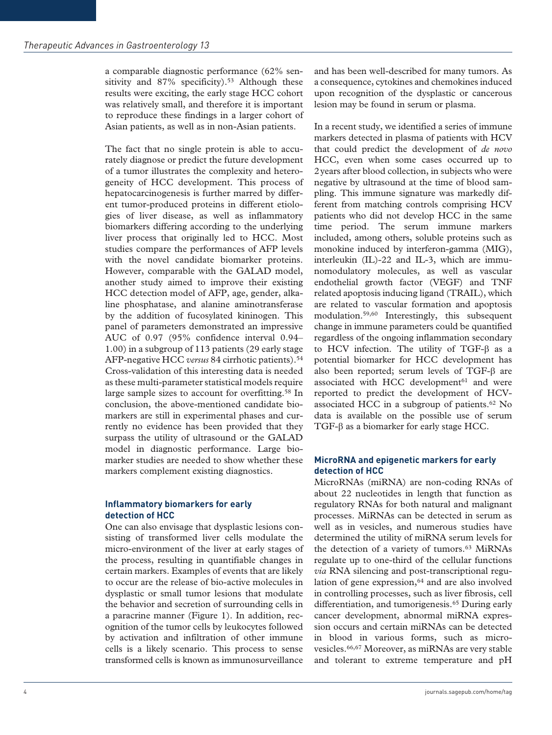a comparable diagnostic performance (62% sensitivity and 87% specificity).[53] Although these results were exciting, the early stage HCC cohort was relatively small, and therefore it is important to reproduce these findings in a larger cohort of Asian patients, as well as in non-Asian patients.

The fact that no single protein is able to accurately diagnose or predict the future development of a tumor illustrates the complexity and heterogeneity of HCC development. This process of hepatocarcinogenesis is further marred by different tumor-produced proteins in different etiologies of liver disease, as well as inflammatory biomarkers differing according to the underlying liver process that originally led to HCC. Most studies compare the performances of AFP levels with the novel candidate biomarker proteins. However, comparable with the GALAD model, another study aimed to improve their existing HCC detection model of AFP, age, gender, alkaline phosphatase, and alanine aminotransferase by the addition of fucosylated kininogen. This panel of parameters demonstrated an impressive AUC of 0.97 (95% confidence interval 0.94–1.00) in a subgroup of 113 patients (29 early stage AFP-negative HCC *versus* 84 cirrhotic patients).[54] Cross-validation of this interesting data is needed as these multi-parameter statistical models require large sample sizes to account for overfitting.[58] In conclusion, the above-mentioned candidate biomarkers are still in experimental phases and currently no evidence has been provided that they surpass the utility of ultrasound or the GALAD model in diagnostic performance. Large biomarker studies are needed to show whether these markers complement existing diagnostics.

## Inflammatory biomarkers for early detection of HCC

One can also envisage that dysplastic lesions consisting of transformed liver cells modulate the micro-environment of the liver at early stages of the process, resulting in quantifiable changes in certain markers. Examples of events that are likely to occur are the release of bio-active molecules in dysplastic or small tumor lesions that modulate the behavior and secretion of surrounding cells in a paracrine manner (Figure 1). In addition, recognition of the tumor cells by leukocytes followed by activation and infiltration of other immune cells is a likely scenario. This process to sense transformed cells is known as immunosurveillance and has been well-described for many tumors. As a consequence, cytokines and chemokines induced upon recognition of the dysplastic or cancerous lesion may be found in serum or plasma.

In a recent study, we identified a series of immune markers detected in plasma of patients with HCV that could predict the development of *de novo* HCC, even when some cases occurred up to 2 years after blood collection, in subjects who were negative by ultrasound at the time of blood sampling. This immune signature was markedly different from matching controls comprising HCV patients who did not develop HCC in the same time period. The serum immune markers included, among others, soluble proteins such as monokine induced by interferon-gamma (MIG), interleukin (IL)-22 and IL-3, which are immunomodulatory molecules, as well as vascular endothelial growth factor (VEGF) and TNF related apoptosis inducing ligand (TRAIL), which are related to vascular formation and apoptosis modulation.[59,60] Interestingly, this subsequent change in immune parameters could be quantified regardless of the ongoing inflammation secondary to HCV infection. The utility of TGF-β as a potential biomarker for HCC development has also been reported; serum levels of TGF-β are associated with HCC development[61] and were reported to predict the development of HCV-associated HCC in a subgroup of patients.[62] No data is available on the possible use of serum TGF-β as a biomarker for early stage HCC.

## MicroRNA and epigenetic markers for early detection of HCC

MicroRNAs (miRNA) are non-coding RNAs of about 22 nucleotides in length that function as regulatory RNAs for both natural and malignant processes. MiRNAs can be detected in serum as well as in vesicles, and numerous studies have determined the utility of miRNA serum levels for the detection of a variety of tumors.[63] MiRNAs regulate up to one-third of the cellular functions *via* RNA silencing and post-transcriptional regulation of gene expression,[64] and are also involved in controlling processes, such as liver fibrosis, cell differentiation, and tumorigenesis.[65] During early cancer development, abnormal miRNA expression occurs and certain miRNAs can be detected in blood in various forms, such as microvesicles.[66,67] Moreover, as miRNAs are very stable and tolerant to extreme temperature and pH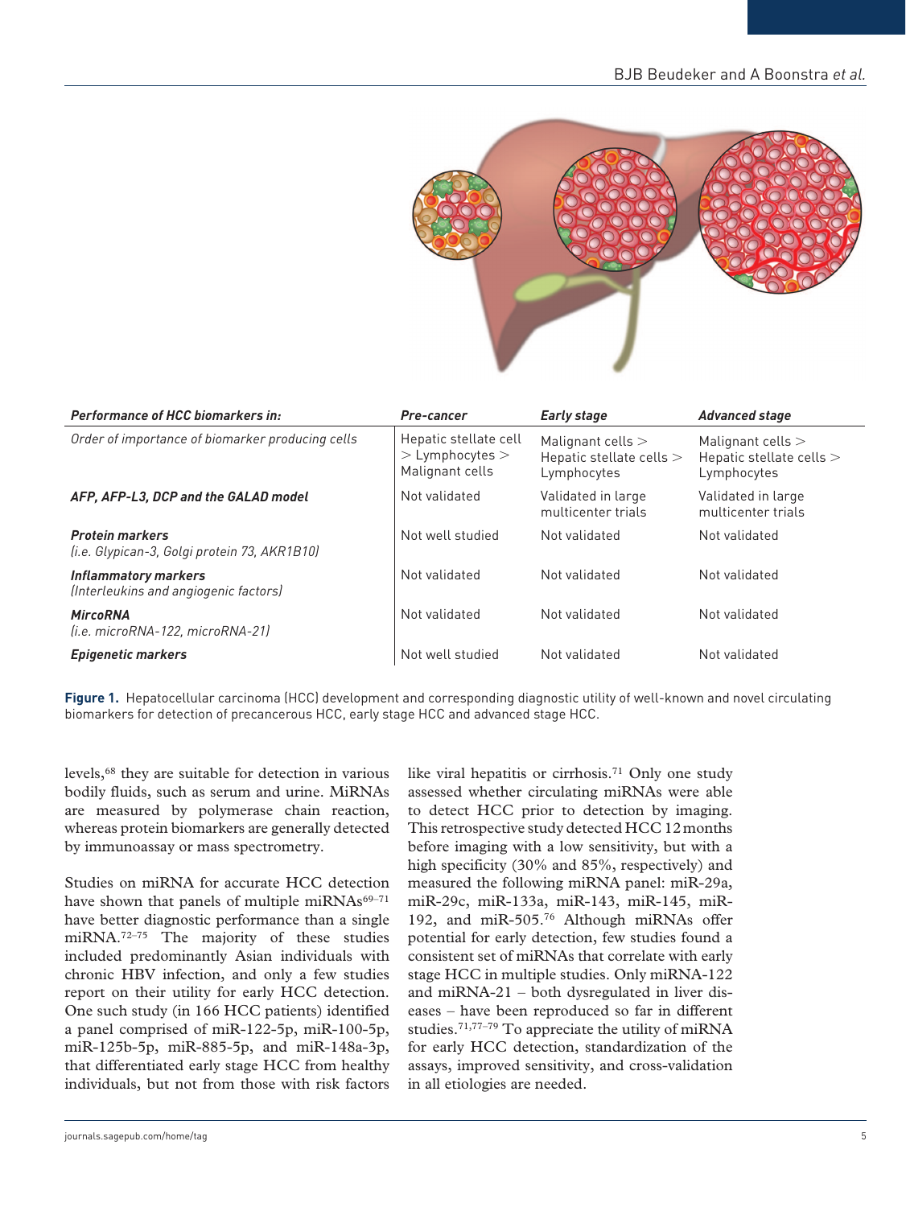| *Performance of HCC biomarkers in:* | *Pre-cancer* | *Early stage* | *Advanced stage* |
|---|---|---|---|
| *Order of importance of biomarker producing cells* | Hepatic stellate cell > Lymphocytes > Malignant cells | Malignant cells > Hepatic stellate cells > Lymphocytes | Malignant cells > Hepatic stellate cells > Lymphocytes |
| ***AFP, AFP-L3, DCP and the GALAD model*** | Not validated | Validated in large multicenter trials | Validated in large multicenter trials |
| ***Protein markers*** *(i.e. Glypican-3, Golgi protein 73, AKR1B10)* | Not well studied | Not validated | Not validated |
| ***Inflammatory markers*** *(Interleukins and angiogenic factors)* | Not validated | Not validated | Not validated |
| ***MircoRNA*** *(i.e. microRNA-122, microRNA-21)* | Not validated | Not validated | Not validated |
| ***Epigenetic markers*** | Not well studied | Not validated | Not validated |

**Figure 1.** Hepatocellular carcinoma (HCC) development and corresponding diagnostic utility of well-known and novel circulating biomarkers for detection of precancerous HCC, early stage HCC and advanced stage HCC.

levels,[68] they are suitable for detection in various bodily fluids, such as serum and urine. MiRNAs are measured by polymerase chain reaction, whereas protein biomarkers are generally detected by immunoassay or mass spectrometry.

Studies on miRNA for accurate HCC detection have shown that panels of multiple miRNAs[69–71] have better diagnostic performance than a single miRNA.[72–75] The majority of these studies included predominantly Asian individuals with chronic HBV infection, and only a few studies report on their utility for early HCC detection. One such study (in 166 HCC patients) identified a panel comprised of miR-122-5p, miR-100-5p, miR-125b-5p, miR-885-5p, and miR-148a-3p, that differentiated early stage HCC from healthy individuals, but not from those with risk factors like viral hepatitis or cirrhosis.[71] Only one study assessed whether circulating miRNAs were able to detect HCC prior to detection by imaging. This retrospective study detected HCC 12 months before imaging with a low sensitivity, but with a high specificity (30% and 85%, respectively) and measured the following miRNA panel: miR-29a, miR-29c, miR-133a, miR-143, miR-145, miR-192, and miR-505.[76] Although miRNAs offer potential for early detection, few studies found a consistent set of miRNAs that correlate with early stage HCC in multiple studies. Only miRNA-122 and miRNA-21 – both dysregulated in liver diseases – have been reproduced so far in different studies.[71,77–79] To appreciate the utility of miRNA for early HCC detection, standardization of the assays, improved sensitivity, and cross-validation in all etiologies are needed.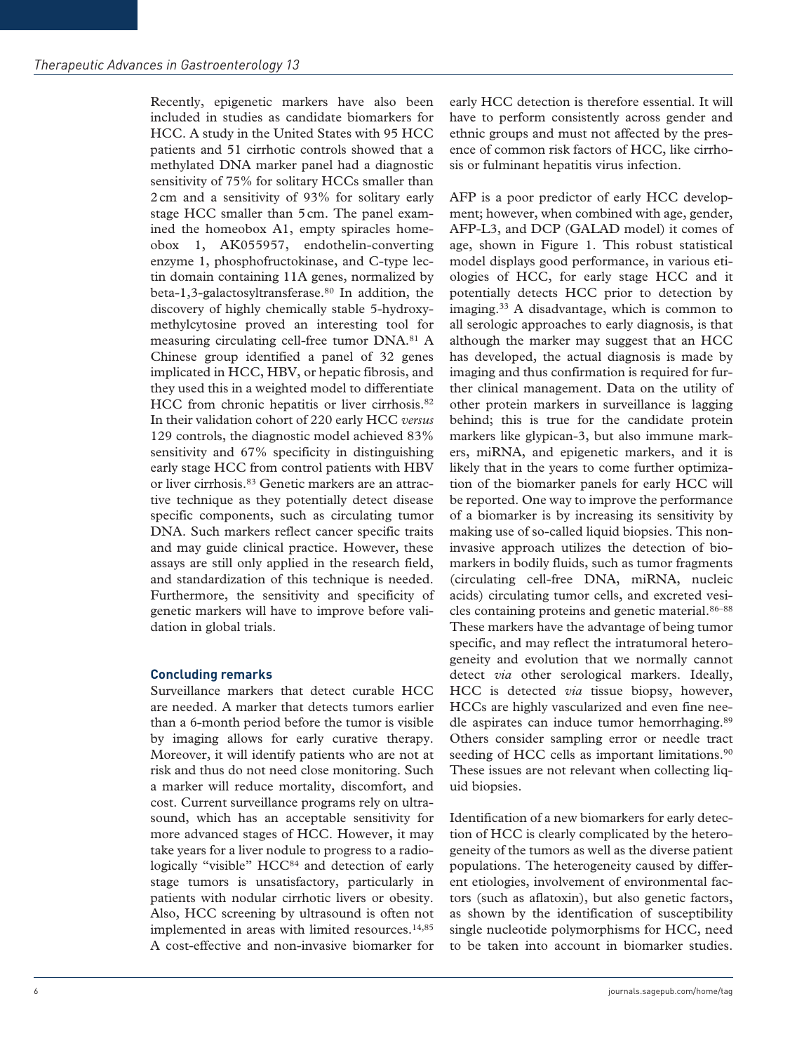Recently, epigenetic markers have also been included in studies as candidate biomarkers for HCC. A study in the United States with 95 HCC patients and 51 cirrhotic controls showed that a methylated DNA marker panel had a diagnostic sensitivity of 75% for solitary HCCs smaller than 2 cm and a sensitivity of 93% for solitary early stage HCC smaller than 5 cm. The panel examined the homeobox A1, empty spiracles homeobox 1, AK055957, endothelin-converting enzyme 1, phosphofructokinase, and C-type lectin domain containing 11A genes, normalized by beta-1,3-galactosyltransferase.[80] In addition, the discovery of highly chemically stable 5-hydroxymethylcytosine proved an interesting tool for measuring circulating cell-free tumor DNA.[81] A Chinese group identified a panel of 32 genes implicated in HCC, HBV, or hepatic fibrosis, and they used this in a weighted model to differentiate HCC from chronic hepatitis or liver cirrhosis.[82] In their validation cohort of 220 early HCC *versus* 129 controls, the diagnostic model achieved 83% sensitivity and 67% specificity in distinguishing early stage HCC from control patients with HBV or liver cirrhosis.[83] Genetic markers are an attractive technique as they potentially detect disease specific components, such as circulating tumor DNA. Such markers reflect cancer specific traits and may guide clinical practice. However, these assays are still only applied in the research field, and standardization of this technique is needed. Furthermore, the sensitivity and specificity of genetic markers will have to improve before validation in global trials.

## Concluding remarks

Surveillance markers that detect curable HCC are needed. A marker that detects tumors earlier than a 6-month period before the tumor is visible by imaging allows for early curative therapy. Moreover, it will identify patients who are not at risk and thus do not need close monitoring. Such a marker will reduce mortality, discomfort, and cost. Current surveillance programs rely on ultrasound, which has an acceptable sensitivity for more advanced stages of HCC. However, it may take years for a liver nodule to progress to a radiologically "visible" HCC[84] and detection of early stage tumors is unsatisfactory, particularly in patients with nodular cirrhotic livers or obesity. Also, HCC screening by ultrasound is often not implemented in areas with limited resources.[14,85] A cost-effective and non-invasive biomarker for early HCC detection is therefore essential. It will have to perform consistently across gender and ethnic groups and must not affected by the presence of common risk factors of HCC, like cirrhosis or fulminant hepatitis virus infection.

AFP is a poor predictor of early HCC development; however, when combined with age, gender, AFP-L3, and DCP (GALAD model) it comes of age, shown in Figure 1. This robust statistical model displays good performance, in various etiologies of HCC, for early stage HCC and it potentially detects HCC prior to detection by imaging.[33] A disadvantage, which is common to all serologic approaches to early diagnosis, is that although the marker may suggest that an HCC has developed, the actual diagnosis is made by imaging and thus confirmation is required for further clinical management. Data on the utility of other protein markers in surveillance is lagging behind; this is true for the candidate protein markers like glypican-3, but also immune markers, miRNA, and epigenetic markers, and it is likely that in the years to come further optimization of the biomarker panels for early HCC will be reported. One way to improve the performance of a biomarker is by increasing its sensitivity by making use of so-called liquid biopsies. This non-invasive approach utilizes the detection of biomarkers in bodily fluids, such as tumor fragments (circulating cell-free DNA, miRNA, nucleic acids) circulating tumor cells, and excreted vesicles containing proteins and genetic material.[86–88] These markers have the advantage of being tumor specific, and may reflect the intratumoral heterogeneity and evolution that we normally cannot detect *via* other serological markers. Ideally, HCC is detected *via* tissue biopsy, however, HCCs are highly vascularized and even fine needle aspirates can induce tumor hemorrhaging.[89] Others consider sampling error or needle tract seeding of HCC cells as important limitations.[90] These issues are not relevant when collecting liquid biopsies.

Identification of a new biomarkers for early detection of HCC is clearly complicated by the heterogeneity of the tumors as well as the diverse patient populations. The heterogeneity caused by different etiologies, involvement of environmental factors (such as aflatoxin), but also genetic factors, as shown by the identification of susceptibility single nucleotide polymorphisms for HCC, need to be taken into account in biomarker studies.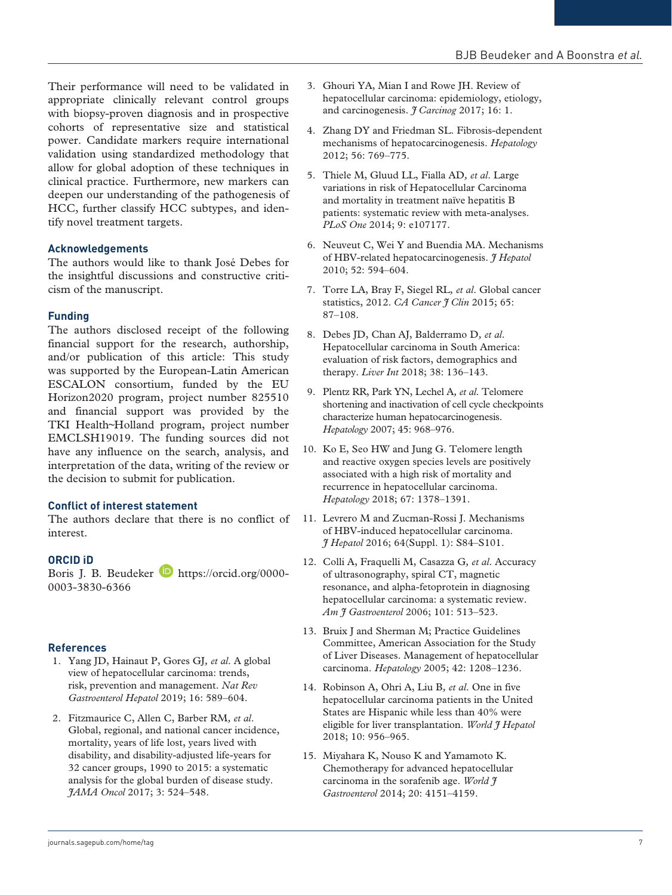Their performance will need to be validated in appropriate clinically relevant control groups with biopsy-proven diagnosis and in prospective cohorts of representative size and statistical power. Candidate markers require international validation using standardized methodology that allow for global adoption of these techniques in clinical practice. Furthermore, new markers can deepen our understanding of the pathogenesis of HCC, further classify HCC subtypes, and identify novel treatment targets.

### Acknowledgements

The authors would like to thank José Debes for the insightful discussions and constructive criticism of the manuscript.

### Funding

The authors disclosed receipt of the following financial support for the research, authorship, and/or publication of this article: This study was supported by the European-Latin American ESCALON consortium, funded by the EU Horizon2020 program, project number 825510 and financial support was provided by the TKI Health~Holland program, project number EMCLSH19019. The funding sources did not have any influence on the search, analysis, and interpretation of the data, writing of the review or the decision to submit for publication.

### Conflict of interest statement

The authors declare that there is no conflict of interest.

### ORCID iD

Boris J. B. Beudeker https://orcid.org/0000-0003-3830-6366

### References

1. Yang JD, Hainaut P, Gores GJ, *et al.* A global view of hepatocellular carcinoma: trends, risk, prevention and management. *Nat Rev Gastroenterol Hepatol* 2019; 16: 589–604.
2. Fitzmaurice C, Allen C, Barber RM, *et al.* Global, regional, and national cancer incidence, mortality, years of life lost, years lived with disability, and disability-adjusted life-years for 32 cancer groups, 1990 to 2015: a systematic analysis for the global burden of disease study. *JAMA Oncol* 2017; 3: 524–548.
3. Ghouri YA, Mian I and Rowe JH. Review of hepatocellular carcinoma: epidemiology, etiology, and carcinogenesis. *J Carcinog* 2017; 16: 1.
4. Zhang DY and Friedman SL. Fibrosis-dependent mechanisms of hepatocarcinogenesis. *Hepatology* 2012; 56: 769–775.
5. Thiele M, Gluud LL, Fialla AD, *et al.* Large variations in risk of Hepatocellular Carcinoma and mortality in treatment naïve hepatitis B patients: systematic review with meta-analyses. *PLoS One* 2014; 9: e107177.
6. Neuveut C, Wei Y and Buendia MA. Mechanisms of HBV-related hepatocarcinogenesis. *J Hepatol* 2010; 52: 594–604.
7. Torre LA, Bray F, Siegel RL, *et al.* Global cancer statistics, 2012. *CA Cancer J Clin* 2015; 65: 87–108.
8. Debes JD, Chan AJ, Balderramo D, *et al.* Hepatocellular carcinoma in South America: evaluation of risk factors, demographics and therapy. *Liver Int* 2018; 38: 136–143.
9. Plentz RR, Park YN, Lechel A, *et al.* Telomere shortening and inactivation of cell cycle checkpoints characterize human hepatocarcinogenesis. *Hepatology* 2007; 45: 968–976.
10. Ko E, Seo HW and Jung G. Telomere length and reactive oxygen species levels are positively associated with a high risk of mortality and recurrence in hepatocellular carcinoma. *Hepatology* 2018; 67: 1378–1391.
11. Levrero M and Zucman-Rossi J. Mechanisms of HBV-induced hepatocellular carcinoma. *J Hepatol* 2016; 64(Suppl. 1): S84–S101.
12. Colli A, Fraquelli M, Casazza G, *et al.* Accuracy of ultrasonography, spiral CT, magnetic resonance, and alpha-fetoprotein in diagnosing hepatocellular carcinoma: a systematic review. *Am J Gastroenterol* 2006; 101: 513–523.
13. Bruix J and Sherman M; Practice Guidelines Committee, American Association for the Study of Liver Diseases. Management of hepatocellular carcinoma. *Hepatology* 2005; 42: 1208–1236.
14. Robinson A, Ohri A, Liu B, *et al.* One in five hepatocellular carcinoma patients in the United States are Hispanic while less than 40% were eligible for liver transplantation. *World J Hepatol* 2018; 10: 956–965.
15. Miyahara K, Nouso K and Yamamoto K. Chemotherapy for advanced hepatocellular carcinoma in the sorafenib age. *World J Gastroenterol* 2014; 20: 4151–4159.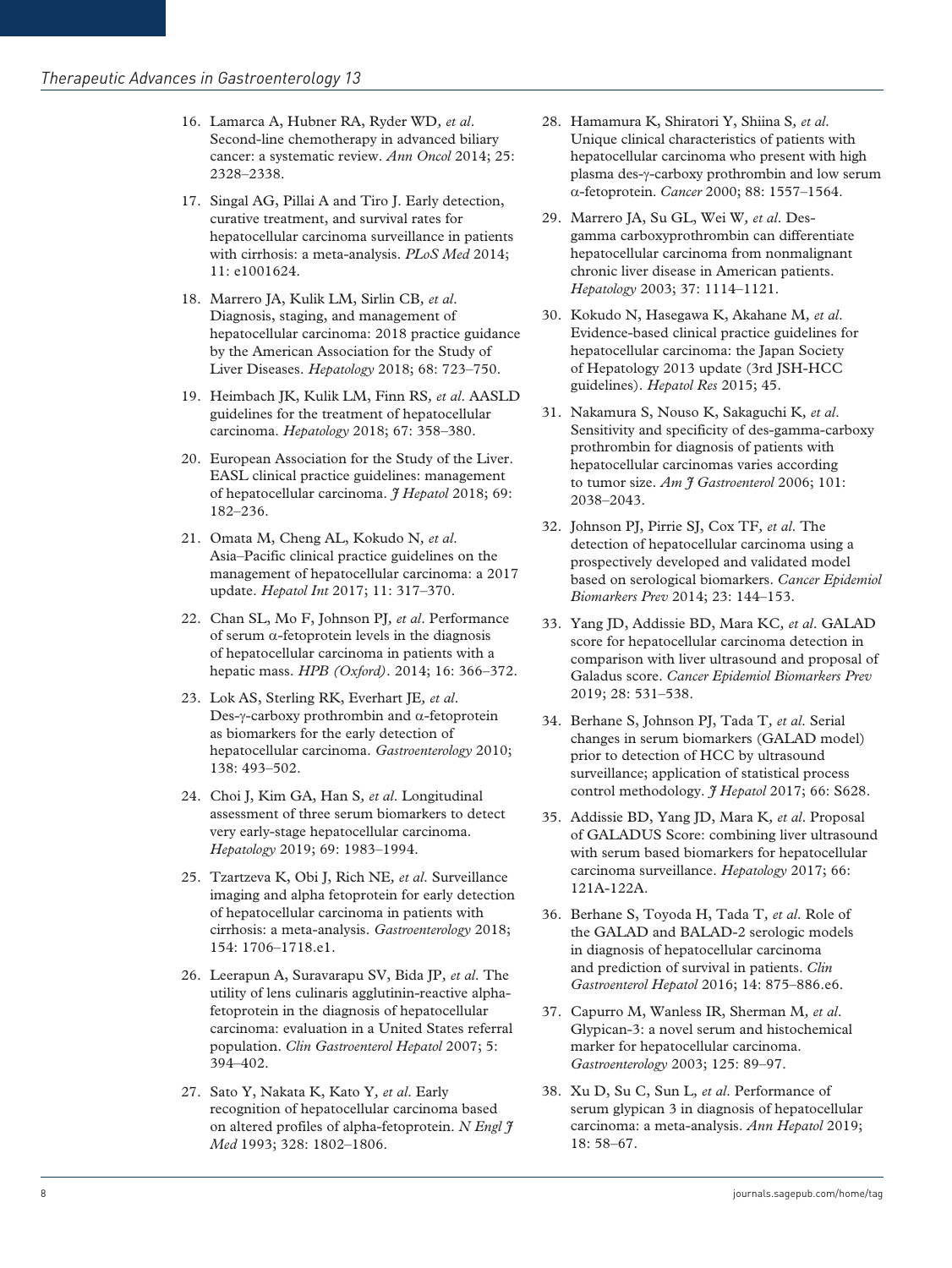16. Lamarca A, Hubner RA, Ryder WD, *et al*. Second-line chemotherapy in advanced biliary cancer: a systematic review. *Ann Oncol* 2014; 25: 2328–2338.
17. Singal AG, Pillai A and Tiro J. Early detection, curative treatment, and survival rates for hepatocellular carcinoma surveillance in patients with cirrhosis: a meta-analysis. *PLoS Med* 2014; 11: e1001624.
18. Marrero JA, Kulik LM, Sirlin CB, *et al*. Diagnosis, staging, and management of hepatocellular carcinoma: 2018 practice guidance by the American Association for the Study of Liver Diseases. *Hepatology* 2018; 68: 723–750.
19. Heimbach JK, Kulik LM, Finn RS, *et al*. AASLD guidelines for the treatment of hepatocellular carcinoma. *Hepatology* 2018; 67: 358–380.
20. European Association for the Study of the Liver. EASL clinical practice guidelines: management of hepatocellular carcinoma. *J Hepatol* 2018; 69: 182–236.
21. Omata M, Cheng AL, Kokudo N, *et al*. Asia–Pacific clinical practice guidelines on the management of hepatocellular carcinoma: a 2017 update. *Hepatol Int* 2017; 11: 317–370.
22. Chan SL, Mo F, Johnson PJ, *et al*. Performance of serum α-fetoprotein levels in the diagnosis of hepatocellular carcinoma in patients with a hepatic mass. *HPB (Oxford)*. 2014; 16: 366–372.
23. Lok AS, Sterling RK, Everhart JE, *et al*. Des-γ-carboxy prothrombin and α-fetoprotein as biomarkers for the early detection of hepatocellular carcinoma. *Gastroenterology* 2010; 138: 493–502.
24. Choi J, Kim GA, Han S, *et al*. Longitudinal assessment of three serum biomarkers to detect very early-stage hepatocellular carcinoma. *Hepatology* 2019; 69: 1983–1994.
25. Tzartzeva K, Obi J, Rich NE, *et al*. Surveillance imaging and alpha fetoprotein for early detection of hepatocellular carcinoma in patients with cirrhosis: a meta-analysis. *Gastroenterology* 2018; 154: 1706–1718.e1.
26. Leerapun A, Suravarapu SV, Bida JP, *et al*. The utility of lens culinaris agglutinin-reactive alpha-fetoprotein in the diagnosis of hepatocellular carcinoma: evaluation in a United States referral population. *Clin Gastroenterol Hepatol* 2007; 5: 394–402.
27. Sato Y, Nakata K, Kato Y, *et al*. Early recognition of hepatocellular carcinoma based on altered profiles of alpha-fetoprotein. *N Engl J Med* 1993; 328: 1802–1806.
28. Hamamura K, Shiratori Y, Shiina S, *et al*. Unique clinical characteristics of patients with hepatocellular carcinoma who present with high plasma des-γ-carboxy prothrombin and low serum α-fetoprotein. *Cancer* 2000; 88: 1557–1564.
29. Marrero JA, Su GL, Wei W, *et al*. Des-gamma carboxyprothrombin can differentiate hepatocellular carcinoma from nonmalignant chronic liver disease in American patients. *Hepatology* 2003; 37: 1114–1121.
30. Kokudo N, Hasegawa K, Akahane M, *et al*. Evidence-based clinical practice guidelines for hepatocellular carcinoma: the Japan Society of Hepatology 2013 update (3rd JSH-HCC guidelines). *Hepatol Res* 2015; 45.
31. Nakamura S, Nouso K, Sakaguchi K, *et al*. Sensitivity and specificity of des-gamma-carboxy prothrombin for diagnosis of patients with hepatocellular carcinomas varies according to tumor size. *Am J Gastroenterol* 2006; 101: 2038–2043.
32. Johnson PJ, Pirrie SJ, Cox TF, *et al*. The detection of hepatocellular carcinoma using a prospectively developed and validated model based on serological biomarkers. *Cancer Epidemiol Biomarkers Prev* 2014; 23: 144–153.
33. Yang JD, Addissie BD, Mara KC, *et al*. GALAD score for hepatocellular carcinoma detection in comparison with liver ultrasound and proposal of Galadus score. *Cancer Epidemiol Biomarkers Prev* 2019; 28: 531–538.
34. Berhane S, Johnson PJ, Tada T, *et al*. Serial changes in serum biomarkers (GALAD model) prior to detection of HCC by ultrasound surveillance; application of statistical process control methodology. *J Hepatol* 2017; 66: S628.
35. Addissie BD, Yang JD, Mara K, *et al*. Proposal of GALADUS Score: combining liver ultrasound with serum based biomarkers for hepatocellular carcinoma surveillance. *Hepatology* 2017; 66: 121A-122A.
36. Berhane S, Toyoda H, Tada T, *et al*. Role of the GALAD and BALAD-2 serologic models in diagnosis of hepatocellular carcinoma and prediction of survival in patients. *Clin Gastroenterol Hepatol* 2016; 14: 875–886.e6.
37. Capurro M, Wanless IR, Sherman M, *et al*. Glypican-3: a novel serum and histochemical marker for hepatocellular carcinoma. *Gastroenterology* 2003; 125: 89–97.
38. Xu D, Su C, Sun L, *et al*. Performance of serum glypican 3 in diagnosis of hepatocellular carcinoma: a meta-analysis. *Ann Hepatol* 2019; 18: 58–67.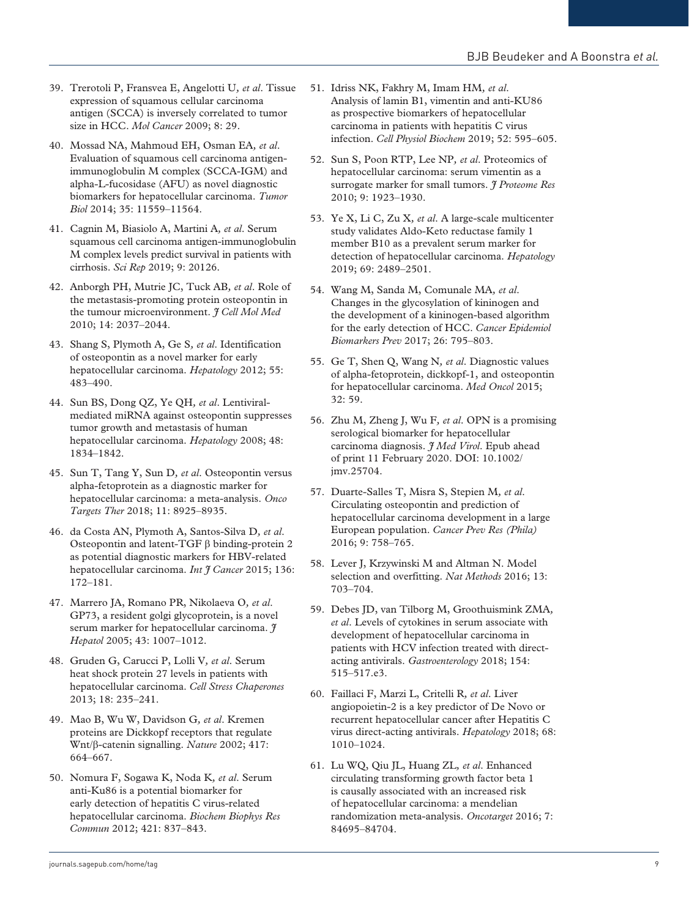39. Trerotoli P, Fransvea E, Angelotti U, *et al*. Tissue expression of squamous cellular carcinoma antigen (SCCA) is inversely correlated to tumor size in HCC. *Mol Cancer* 2009; 8: 29.

40. Mossad NA, Mahmoud EH, Osman EA, *et al*. Evaluation of squamous cell carcinoma antigen-immunoglobulin M complex (SCCA-IGM) and alpha-L-fucosidase (AFU) as novel diagnostic biomarkers for hepatocellular carcinoma. *Tumor Biol* 2014; 35: 11559–11564.

41. Cagnin M, Biasiolo A, Martini A, *et al*. Serum squamous cell carcinoma antigen-immunoglobulin M complex levels predict survival in patients with cirrhosis. *Sci Rep* 2019; 9: 20126.

42. Anborgh PH, Mutrie JC, Tuck AB, *et al*. Role of the metastasis-promoting protein osteopontin in the tumour microenvironment. *J Cell Mol Med* 2010; 14: 2037–2044.

43. Shang S, Plymoth A, Ge S, *et al*. Identification of osteopontin as a novel marker for early hepatocellular carcinoma. *Hepatology* 2012; 55: 483–490.

44. Sun BS, Dong QZ, Ye QH, *et al*. Lentiviral-mediated miRNA against osteopontin suppresses tumor growth and metastasis of human hepatocellular carcinoma. *Hepatology* 2008; 48: 1834–1842.

45. Sun T, Tang Y, Sun D, *et al*. Osteopontin versus alpha-fetoprotein as a diagnostic marker for hepatocellular carcinoma: a meta-analysis. *Onco Targets Ther* 2018; 11: 8925–8935.

46. da Costa AN, Plymoth A, Santos-Silva D, *et al*. Osteopontin and latent-TGF β binding-protein 2 as potential diagnostic markers for HBV-related hepatocellular carcinoma. *Int J Cancer* 2015; 136: 172–181.

47. Marrero JA, Romano PR, Nikolaeva O, *et al*. GP73, a resident golgi glycoprotein, is a novel serum marker for hepatocellular carcinoma. *J Hepatol* 2005; 43: 1007–1012.

48. Gruden G, Carucci P, Lolli V, *et al*. Serum heat shock protein 27 levels in patients with hepatocellular carcinoma. *Cell Stress Chaperones* 2013; 18: 235–241.

49. Mao B, Wu W, Davidson G, *et al*. Kremen proteins are Dickkopf receptors that regulate Wnt/β-catenin signalling. *Nature* 2002; 417: 664–667.

50. Nomura F, Sogawa K, Noda K, *et al*. Serum anti-Ku86 is a potential biomarker for early detection of hepatitis C virus-related hepatocellular carcinoma. *Biochem Biophys Res Commun* 2012; 421: 837–843.

51. Idriss NK, Fakhry M, Imam HM, *et al*. Analysis of lamin B1, vimentin and anti-KU86 as prospective biomarkers of hepatocellular carcinoma in patients with hepatitis C virus infection. *Cell Physiol Biochem* 2019; 52: 595–605.

52. Sun S, Poon RTP, Lee NP, *et al*. Proteomics of hepatocellular carcinoma: serum vimentin as a surrogate marker for small tumors. *J Proteome Res* 2010; 9: 1923–1930.

53. Ye X, Li C, Zu X, *et al*. A large-scale multicenter study validates Aldo-Keto reductase family 1 member B10 as a prevalent serum marker for detection of hepatocellular carcinoma. *Hepatology* 2019; 69: 2489–2501.

54. Wang M, Sanda M, Comunale MA, *et al*. Changes in the glycosylation of kininogen and the development of a kininogen-based algorithm for the early detection of HCC. *Cancer Epidemiol Biomarkers Prev* 2017; 26: 795–803.

55. Ge T, Shen Q, Wang N, *et al*. Diagnostic values of alpha-fetoprotein, dickkopf-1, and osteopontin for hepatocellular carcinoma. *Med Oncol* 2015; 32: 59.

56. Zhu M, Zheng J, Wu F, *et al*. OPN is a promising serological biomarker for hepatocellular carcinoma diagnosis. *J Med Virol*. Epub ahead of print 11 February 2020. DOI: 10.1002/jmv.25704.

57. Duarte-Salles T, Misra S, Stepien M, *et al*. Circulating osteopontin and prediction of hepatocellular carcinoma development in a large European population. *Cancer Prev Res (Phila)* 2016; 9: 758–765.

58. Lever J, Krzywinski M and Altman N. Model selection and overfitting. *Nat Methods* 2016; 13: 703–704.

59. Debes JD, van Tilborg M, Groothuismink ZMA, *et al*. Levels of cytokines in serum associate with development of hepatocellular carcinoma in patients with HCV infection treated with direct-acting antivirals. *Gastroenterology* 2018; 154: 515–517.e3.

60. Faillaci F, Marzi L, Critelli R, *et al*. Liver angiopoietin-2 is a key predictor of De Novo or recurrent hepatocellular cancer after Hepatitis C virus direct-acting antivirals. *Hepatology* 2018; 68: 1010–1024.

61. Lu WQ, Qiu JL, Huang ZL, *et al*. Enhanced circulating transforming growth factor beta 1 is causally associated with an increased risk of hepatocellular carcinoma: a mendelian randomization meta-analysis. *Oncotarget* 2016; 7: 84695–84704.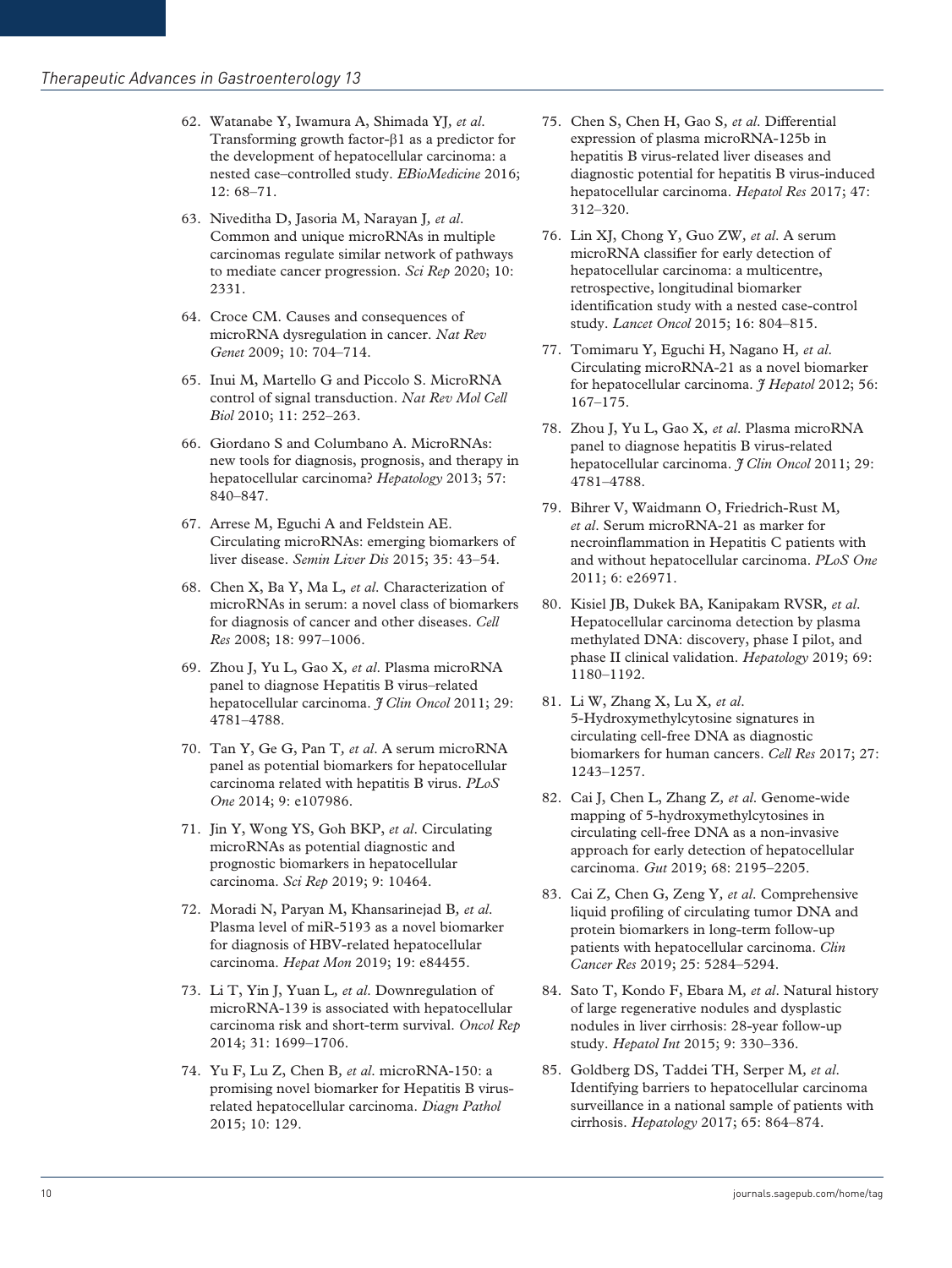62. Watanabe Y, Iwamura A, Shimada YJ, *et al.* Transforming growth factor-β1 as a predictor for the development of hepatocellular carcinoma: a nested case–controlled study. *EBioMedicine* 2016; 12: 68–71.

63. Niveditha D, Jasoria M, Narayan J, *et al.* Common and unique microRNAs in multiple carcinomas regulate similar network of pathways to mediate cancer progression. *Sci Rep* 2020; 10: 2331.

64. Croce CM. Causes and consequences of microRNA dysregulation in cancer. *Nat Rev Genet* 2009; 10: 704–714.

65. Inui M, Martello G and Piccolo S. MicroRNA control of signal transduction. *Nat Rev Mol Cell Biol* 2010; 11: 252–263.

66. Giordano S and Columbano A. MicroRNAs: new tools for diagnosis, prognosis, and therapy in hepatocellular carcinoma? *Hepatology* 2013; 57: 840–847.

67. Arrese M, Eguchi A and Feldstein AE. Circulating microRNAs: emerging biomarkers of liver disease. *Semin Liver Dis* 2015; 35: 43–54.

68. Chen X, Ba Y, Ma L, *et al.* Characterization of microRNAs in serum: a novel class of biomarkers for diagnosis of cancer and other diseases. *Cell Res* 2008; 18: 997–1006.

69. Zhou J, Yu L, Gao X, *et al.* Plasma microRNA panel to diagnose Hepatitis B virus–related hepatocellular carcinoma. *J Clin Oncol* 2011; 29: 4781–4788.

70. Tan Y, Ge G, Pan T, *et al.* A serum microRNA panel as potential biomarkers for hepatocellular carcinoma related with hepatitis B virus. *PLoS One* 2014; 9: e107986.

71. Jin Y, Wong YS, Goh BKP, *et al.* Circulating microRNAs as potential diagnostic and prognostic biomarkers in hepatocellular carcinoma. *Sci Rep* 2019; 9: 10464.

72. Moradi N, Paryan M, Khansarinejad B, *et al.* Plasma level of miR-5193 as a novel biomarker for diagnosis of HBV-related hepatocellular carcinoma. *Hepat Mon* 2019; 19: e84455.

73. Li T, Yin J, Yuan L, *et al.* Downregulation of microRNA-139 is associated with hepatocellular carcinoma risk and short-term survival. *Oncol Rep* 2014; 31: 1699–1706.

74. Yu F, Lu Z, Chen B, *et al.* microRNA-150: a promising novel biomarker for Hepatitis B virus-related hepatocellular carcinoma. *Diagn Pathol* 2015; 10: 129.

75. Chen S, Chen H, Gao S, *et al.* Differential expression of plasma microRNA-125b in hepatitis B virus-related liver diseases and diagnostic potential for hepatitis B virus-induced hepatocellular carcinoma. *Hepatol Res* 2017; 47: 312–320.

76. Lin XJ, Chong Y, Guo ZW, *et al.* A serum microRNA classifier for early detection of hepatocellular carcinoma: a multicentre, retrospective, longitudinal biomarker identification study with a nested case-control study. *Lancet Oncol* 2015; 16: 804–815.

77. Tomimaru Y, Eguchi H, Nagano H, *et al.* Circulating microRNA-21 as a novel biomarker for hepatocellular carcinoma. *J Hepatol* 2012; 56: 167–175.

78. Zhou J, Yu L, Gao X, *et al.* Plasma microRNA panel to diagnose hepatitis B virus-related hepatocellular carcinoma. *J Clin Oncol* 2011; 29: 4781–4788.

79. Bihrer V, Waidmann O, Friedrich-Rust M, *et al.* Serum microRNA-21 as marker for necroinflammation in Hepatitis C patients with and without hepatocellular carcinoma. *PLoS One* 2011; 6: e26971.

80. Kisiel JB, Dukek BA, Kanipakam RVSR, *et al.* Hepatocellular carcinoma detection by plasma methylated DNA: discovery, phase I pilot, and phase II clinical validation. *Hepatology* 2019; 69: 1180–1192.

81. Li W, Zhang X, Lu X, *et al.* 5-Hydroxymethylcytosine signatures in circulating cell-free DNA as diagnostic biomarkers for human cancers. *Cell Res* 2017; 27: 1243–1257.

82. Cai J, Chen L, Zhang Z, *et al.* Genome-wide mapping of 5-hydroxymethylcytosines in circulating cell-free DNA as a non-invasive approach for early detection of hepatocellular carcinoma. *Gut* 2019; 68: 2195–2205.

83. Cai Z, Chen G, Zeng Y, *et al.* Comprehensive liquid profiling of circulating tumor DNA and protein biomarkers in long-term follow-up patients with hepatocellular carcinoma. *Clin Cancer Res* 2019; 25: 5284–5294.

84. Sato T, Kondo F, Ebara M, *et al.* Natural history of large regenerative nodules and dysplastic nodules in liver cirrhosis: 28-year follow-up study. *Hepatol Int* 2015; 9: 330–336.

85. Goldberg DS, Taddei TH, Serper M, *et al.* Identifying barriers to hepatocellular carcinoma surveillance in a national sample of patients with cirrhosis. *Hepatology* 2017; 65: 864–874.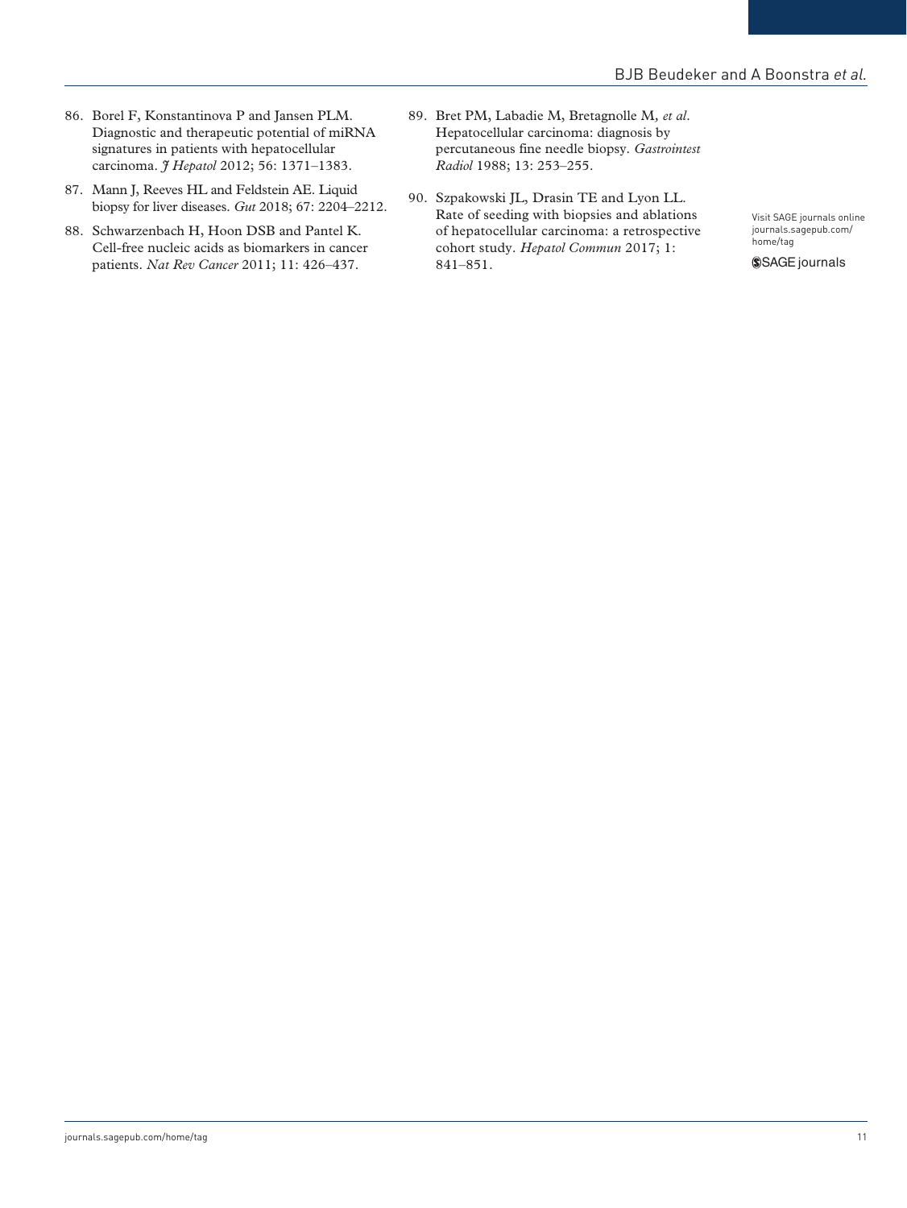86. Borel F, Konstantinova P and Jansen PLM. Diagnostic and therapeutic potential of miRNA signatures in patients with hepatocellular carcinoma. *J Hepatol* 2012; 56: 1371–1383.
87. Mann J, Reeves HL and Feldstein AE. Liquid biopsy for liver diseases. *Gut* 2018; 67: 2204–2212.
88. Schwarzenbach H, Hoon DSB and Pantel K. Cell-free nucleic acids as biomarkers in cancer patients. *Nat Rev Cancer* 2011; 11: 426–437.
89. Bret PM, Labadie M, Bretagnolle M, *et al*. Hepatocellular carcinoma: diagnosis by percutaneous fine needle biopsy. *Gastrointest Radiol* 1988; 13: 253–255.
90. Szpakowski JL, Drasin TE and Lyon LL. Rate of seeding with biopsies and ablations of hepatocellular carcinoma: a retrospective cohort study. *Hepatol Commun* 2017; 1: 841–851.

Visit SAGE journals online journals.sagepub.com/home/tag

SAGE journals